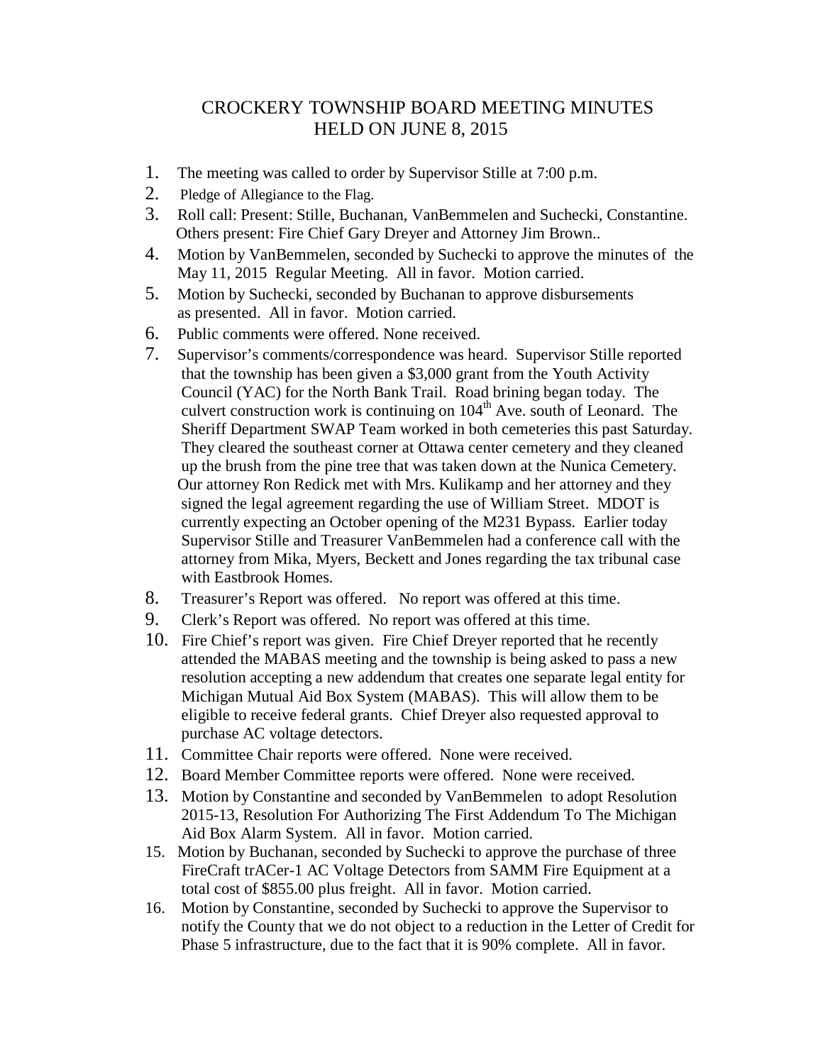# CROCKERY TOWNSHIP BOARD MEETING MINUTES
## HELD ON JUNE 8, 2015

1. The meeting was called to order by Supervisor Stille at 7:00 p.m.
2. Pledge of Allegiance to the Flag.
3. Roll call: Present: Stille, Buchanan, VanBemmelen and Suchecki, Constantine. Others present: Fire Chief Gary Dreyer and Attorney Jim Brown..
4. Motion by VanBemmelen, seconded by Suchecki to approve the minutes of the May 11, 2015 Regular Meeting. All in favor. Motion carried.
5. Motion by Suchecki, seconded by Buchanan to approve disbursements as presented. All in favor. Motion carried.
6. Public comments were offered. None received.
7. Supervisor's comments/correspondence was heard. Supervisor Stille reported that the township has been given a $3,000 grant from the Youth Activity Council (YAC) for the North Bank Trail. Road brining began today. The culvert construction work is continuing on 104th Ave. south of Leonard. The Sheriff Department SWAP Team worked in both cemeteries this past Saturday. They cleared the southeast corner at Ottawa center cemetery and they cleaned up the brush from the pine tree that was taken down at the Nunica Cemetery. Our attorney Ron Redick met with Mrs. Kulikamp and her attorney and they signed the legal agreement regarding the use of William Street. MDOT is currently expecting an October opening of the M231 Bypass. Earlier today Supervisor Stille and Treasurer VanBemmelen had a conference call with the attorney from Mika, Myers, Beckett and Jones regarding the tax tribunal case with Eastbrook Homes.
8. Treasurer's Report was offered. No report was offered at this time.
9. Clerk's Report was offered. No report was offered at this time.
10. Fire Chief's report was given. Fire Chief Dreyer reported that he recently attended the MABAS meeting and the township is being asked to pass a new resolution accepting a new addendum that creates one separate legal entity for Michigan Mutual Aid Box System (MABAS). This will allow them to be eligible to receive federal grants. Chief Dreyer also requested approval to purchase AC voltage detectors.
11. Committee Chair reports were offered. None were received.
12. Board Member Committee reports were offered. None were received.
13. Motion by Constantine and seconded by VanBemmelen to adopt Resolution 2015-13, Resolution For Authorizing The First Addendum To The Michigan Aid Box Alarm System. All in favor. Motion carried.

15. Motion by Buchanan, seconded by Suchecki to approve the purchase of three FireCraft trACer-1 AC Voltage Detectors from SAMM Fire Equipment at a total cost of $855.00 plus freight. All in favor. Motion carried.
16. Motion by Constantine, seconded by Suchecki to approve the Supervisor to notify the County that we do not object to a reduction in the Letter of Credit for Phase 5 infrastructure, due to the fact that it is 90% complete. All in favor.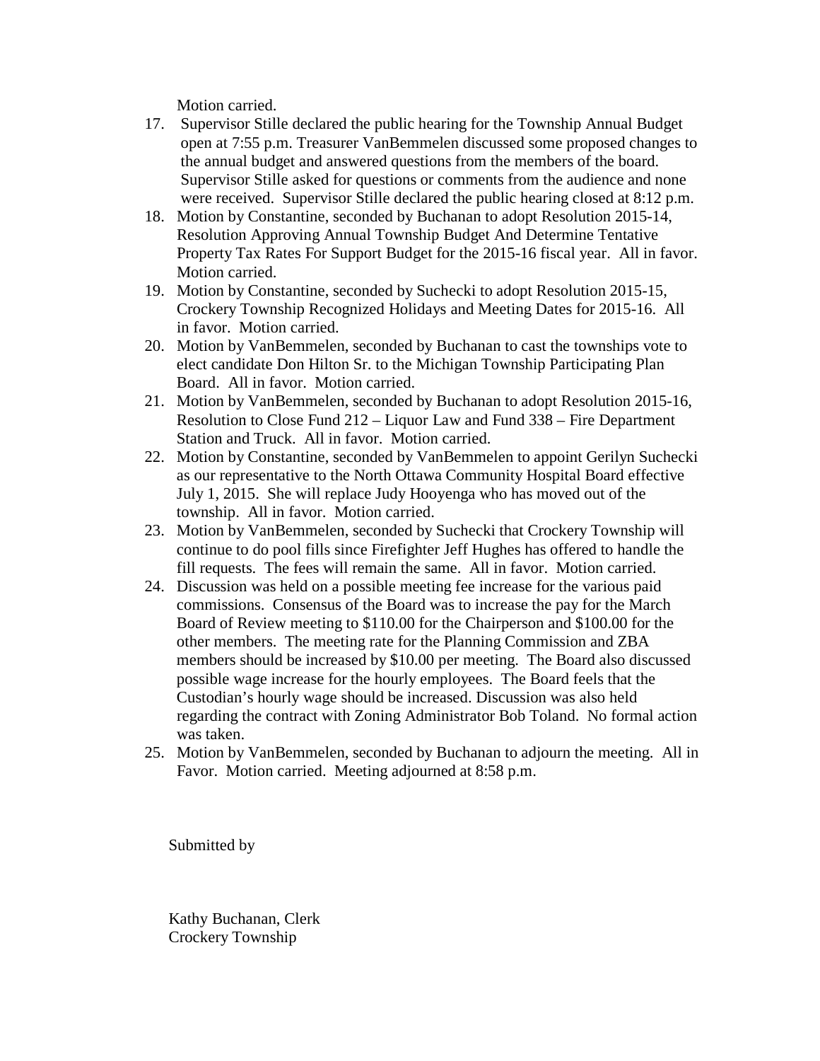Motion carried.

17. Supervisor Stille declared the public hearing for the Township Annual Budget open at 7:55 p.m. Treasurer VanBemmelen discussed some proposed changes to the annual budget and answered questions from the members of the board. Supervisor Stille asked for questions or comments from the audience and none were received. Supervisor Stille declared the public hearing closed at 8:12 p.m.
18. Motion by Constantine, seconded by Buchanan to adopt Resolution 2015-14, Resolution Approving Annual Township Budget And Determine Tentative Property Tax Rates For Support Budget for the 2015-16 fiscal year. All in favor. Motion carried.
19. Motion by Constantine, seconded by Suchecki to adopt Resolution 2015-15, Crockery Township Recognized Holidays and Meeting Dates for 2015-16. All in favor. Motion carried.
20. Motion by VanBemmelen, seconded by Buchanan to cast the townships vote to elect candidate Don Hilton Sr. to the Michigan Township Participating Plan Board. All in favor. Motion carried.
21. Motion by VanBemmelen, seconded by Buchanan to adopt Resolution 2015-16, Resolution to Close Fund 212 – Liquor Law and Fund 338 – Fire Department Station and Truck. All in favor. Motion carried.
22. Motion by Constantine, seconded by VanBemmelen to appoint Gerilyn Suchecki as our representative to the North Ottawa Community Hospital Board effective July 1, 2015. She will replace Judy Hooyenga who has moved out of the township. All in favor. Motion carried.
23. Motion by VanBemmelen, seconded by Suchecki that Crockery Township will continue to do pool fills since Firefighter Jeff Hughes has offered to handle the fill requests. The fees will remain the same. All in favor. Motion carried.
24. Discussion was held on a possible meeting fee increase for the various paid commissions. Consensus of the Board was to increase the pay for the March Board of Review meeting to $110.00 for the Chairperson and $100.00 for the other members. The meeting rate for the Planning Commission and ZBA members should be increased by $10.00 per meeting. The Board also discussed possible wage increase for the hourly employees. The Board feels that the Custodian's hourly wage should be increased. Discussion was also held regarding the contract with Zoning Administrator Bob Toland. No formal action was taken.
25. Motion by VanBemmelen, seconded by Buchanan to adjourn the meeting. All in Favor. Motion carried. Meeting adjourned at 8:58 p.m.

Submitted by

Kathy Buchanan, Clerk
Crockery Township